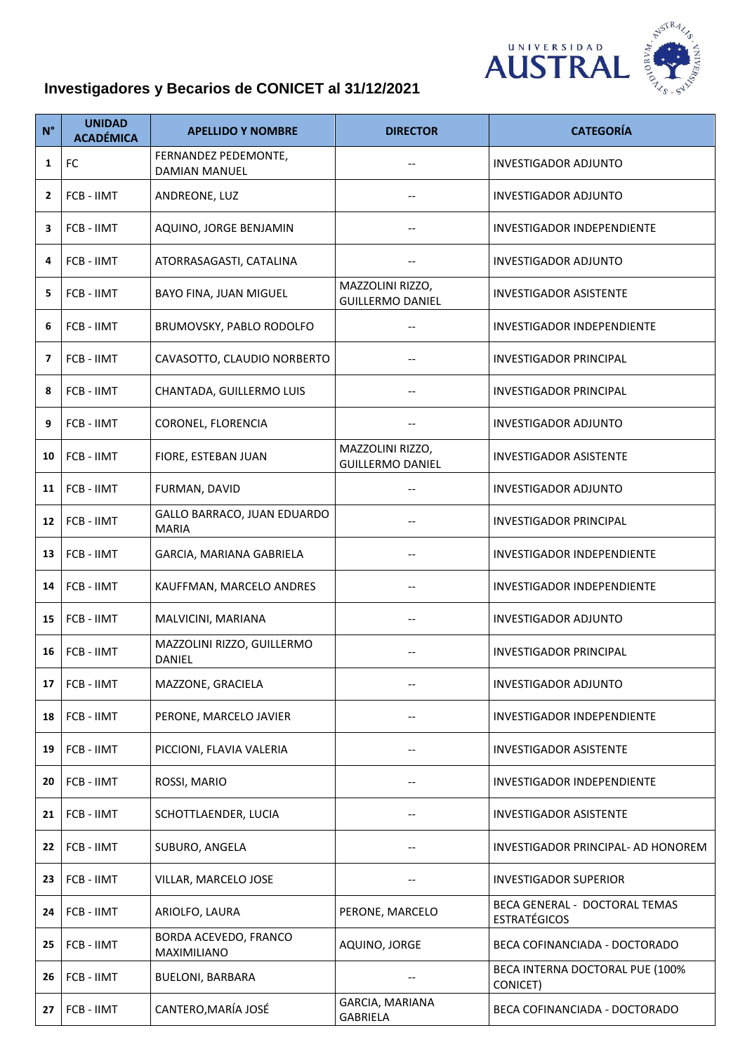# Investigadores y Becarios de CONICET al 31/12/2021

| N° | UNIDAD ACADÉMICA | APELLIDO Y NOMBRE | DIRECTOR | CATEGORÍA |
|---|---|---|---|---|
| 1 | FC | FERNANDEZ PEDEMONTE, DAMIAN MANUEL | -- | INVESTIGADOR ADJUNTO |
| 2 | FCB - IIMT | ANDREONE, LUZ | -- | INVESTIGADOR ADJUNTO |
| 3 | FCB - IIMT | AQUINO, JORGE BENJAMIN | -- | INVESTIGADOR INDEPENDIENTE |
| 4 | FCB - IIMT | ATORRASAGASTI, CATALINA | -- | INVESTIGADOR ADJUNTO |
| 5 | FCB - IIMT | BAYO FINA, JUAN MIGUEL | MAZZOLINI RIZZO, GUILLERMO DANIEL | INVESTIGADOR ASISTENTE |
| 6 | FCB - IIMT | BRUMOVSKY, PABLO RODOLFO | -- | INVESTIGADOR INDEPENDIENTE |
| 7 | FCB - IIMT | CAVASOTTO, CLAUDIO NORBERTO | -- | INVESTIGADOR PRINCIPAL |
| 8 | FCB - IIMT | CHANTADA, GUILLERMO LUIS | -- | INVESTIGADOR PRINCIPAL |
| 9 | FCB - IIMT | CORONEL, FLORENCIA | -- | INVESTIGADOR ADJUNTO |
| 10 | FCB - IIMT | FIORE, ESTEBAN JUAN | MAZZOLINI RIZZO, GUILLERMO DANIEL | INVESTIGADOR ASISTENTE |
| 11 | FCB - IIMT | FURMAN, DAVID | -- | INVESTIGADOR ADJUNTO |
| 12 | FCB - IIMT | GALLO BARRACO, JUAN EDUARDO MARIA | -- | INVESTIGADOR PRINCIPAL |
| 13 | FCB - IIMT | GARCIA, MARIANA GABRIELA | -- | INVESTIGADOR INDEPENDIENTE |
| 14 | FCB - IIMT | KAUFFMAN, MARCELO ANDRES | -- | INVESTIGADOR INDEPENDIENTE |
| 15 | FCB - IIMT | MALVICINI, MARIANA | -- | INVESTIGADOR ADJUNTO |
| 16 | FCB - IIMT | MAZZOLINI RIZZO, GUILLERMO DANIEL | -- | INVESTIGADOR PRINCIPAL |
| 17 | FCB - IIMT | MAZZONE, GRACIELA | -- | INVESTIGADOR ADJUNTO |
| 18 | FCB - IIMT | PERONE, MARCELO JAVIER | -- | INVESTIGADOR INDEPENDIENTE |
| 19 | FCB - IIMT | PICCIONI, FLAVIA VALERIA | -- | INVESTIGADOR ASISTENTE |
| 20 | FCB - IIMT | ROSSI, MARIO | -- | INVESTIGADOR INDEPENDIENTE |
| 21 | FCB - IIMT | SCHOTTLAENDER, LUCIA | -- | INVESTIGADOR ASISTENTE |
| 22 | FCB - IIMT | SUBURO, ANGELA | -- | INVESTIGADOR PRINCIPAL- AD HONOREM |
| 23 | FCB - IIMT | VILLAR, MARCELO JOSE | -- | INVESTIGADOR SUPERIOR |
| 24 | FCB - IIMT | ARIOLFO, LAURA | PERONE, MARCELO | BECA GENERAL - DOCTORAL TEMAS ESTRATÉGICOS |
| 25 | FCB - IIMT | BORDA ACEVEDO, FRANCO MAXIMILIANO | AQUINO, JORGE | BECA COFINANCIADA - DOCTORADO |
| 26 | FCB - IIMT | BUELONI, BARBARA | -- | BECA INTERNA DOCTORAL PUE (100% CONICET) |
| 27 | FCB - IIMT | CANTERO,MARÍA JOSÉ | GARCIA, MARIANA GABRIELA | BECA COFINANCIADA - DOCTORADO |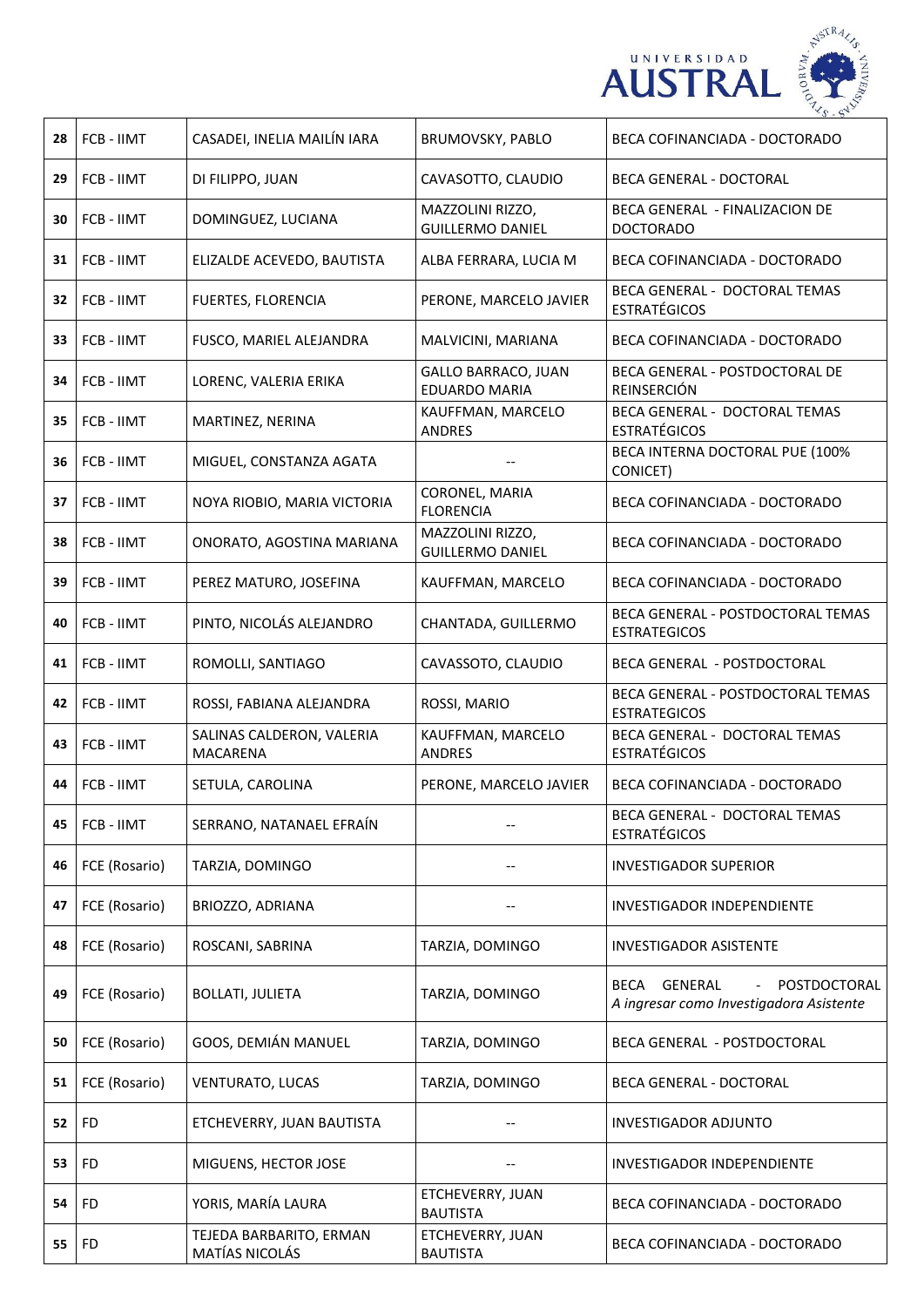| 28 | FCB - IIMT | CASADEI, INELIA MAILÍN IARA | BRUMOVSKY, PABLO | BECA COFINANCIADA - DOCTORADO |
|---|---|---|---|---|
| 29 | FCB - IIMT | DI FILIPPO, JUAN | CAVASOTTO, CLAUDIO | BECA GENERAL - DOCTORAL |
| 30 | FCB - IIMT | DOMINGUEZ, LUCIANA | MAZZOLINI RIZZO, GUILLERMO DANIEL | BECA GENERAL - FINALIZACION DE DOCTORADO |
| 31 | FCB - IIMT | ELIZALDE ACEVEDO, BAUTISTA | ALBA FERRARA, LUCIA M | BECA COFINANCIADA - DOCTORADO |
| 32 | FCB - IIMT | FUERTES, FLORENCIA | PERONE, MARCELO JAVIER | BECA GENERAL - DOCTORAL TEMAS ESTRATÉGICOS |
| 33 | FCB - IIMT | FUSCO, MARIEL ALEJANDRA | MALVICINI, MARIANA | BECA COFINANCIADA - DOCTORADO |
| 34 | FCB - IIMT | LORENC, VALERIA ERIKA | GALLO BARRACO, JUAN EDUARDO MARIA | BECA GENERAL - POSTDOCTORAL DE REINSERCIÓN |
| 35 | FCB - IIMT | MARTINEZ, NERINA | KAUFFMAN, MARCELO ANDRES | BECA GENERAL - DOCTORAL TEMAS ESTRATÉGICOS |
| 36 | FCB - IIMT | MIGUEL, CONSTANZA AGATA | -- | BECA INTERNA DOCTORAL PUE (100% CONICET) |
| 37 | FCB - IIMT | NOYA RIOBIO, MARIA VICTORIA | CORONEL, MARIA FLORENCIA | BECA COFINANCIADA - DOCTORADO |
| 38 | FCB - IIMT | ONORATO, AGOSTINA MARIANA | MAZZOLINI RIZZO, GUILLERMO DANIEL | BECA COFINANCIADA - DOCTORADO |
| 39 | FCB - IIMT | PEREZ MATURO, JOSEFINA | KAUFFMAN, MARCELO | BECA COFINANCIADA - DOCTORADO |
| 40 | FCB - IIMT | PINTO, NICOLÁS ALEJANDRO | CHANTADA, GUILLERMO | BECA GENERAL - POSTDOCTORAL TEMAS ESTRATEGICOS |
| 41 | FCB - IIMT | ROMOLLI, SANTIAGO | CAVASSOTO, CLAUDIO | BECA GENERAL - POSTDOCTORAL |
| 42 | FCB - IIMT | ROSSI, FABIANA ALEJANDRA | ROSSI, MARIO | BECA GENERAL - POSTDOCTORAL TEMAS ESTRATEGICOS |
| 43 | FCB - IIMT | SALINAS CALDERON, VALERIA MACARENA | KAUFFMAN, MARCELO ANDRES | BECA GENERAL - DOCTORAL TEMAS ESTRATÉGICOS |
| 44 | FCB - IIMT | SETULA, CAROLINA | PERONE, MARCELO JAVIER | BECA COFINANCIADA - DOCTORADO |
| 45 | FCB - IIMT | SERRANO, NATANAEL EFRAÍN | -- | BECA GENERAL - DOCTORAL TEMAS ESTRATÉGICOS |
| 46 | FCE (Rosario) | TARZIA, DOMINGO | -- | INVESTIGADOR SUPERIOR |
| 47 | FCE (Rosario) | BRIOZZO, ADRIANA | -- | INVESTIGADOR INDEPENDIENTE |
| 48 | FCE (Rosario) | ROSCANI, SABRINA | TARZIA, DOMINGO | INVESTIGADOR ASISTENTE |
| 49 | FCE (Rosario) | BOLLATI, JULIETA | TARZIA, DOMINGO | BECA GENERAL - POSTDOCTORAL *A ingresar como Investigadora Asistente* |
| 50 | FCE (Rosario) | GOOS, DEMIÁN MANUEL | TARZIA, DOMINGO | BECA GENERAL - POSTDOCTORAL |
| 51 | FCE (Rosario) | VENTURATO, LUCAS | TARZIA, DOMINGO | BECA GENERAL - DOCTORAL |
| 52 | FD | ETCHEVERRY, JUAN BAUTISTA | -- | INVESTIGADOR ADJUNTO |
| 53 | FD | MIGUENS, HECTOR JOSE | -- | INVESTIGADOR INDEPENDIENTE |
| 54 | FD | YORIS, MARÍA LAURA | ETCHEVERRY, JUAN BAUTISTA | BECA COFINANCIADA - DOCTORADO |
| 55 | FD | TEJEDA BARBARITO, ERMAN MATÍAS NICOLÁS | ETCHEVERRY, JUAN BAUTISTA | BECA COFINANCIADA - DOCTORADO |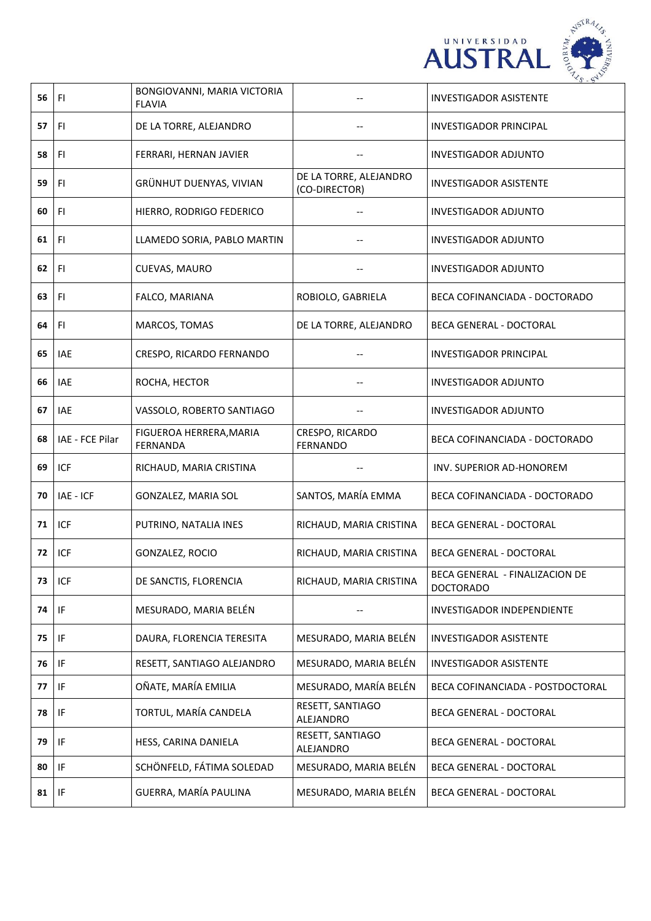| | | | | |
|---|---|---|---|---|
| 56 | FI | BONGIOVANNI, MARIA VICTORIA FLAVIA | -- | INVESTIGADOR ASISTENTE |
| 57 | FI | DE LA TORRE, ALEJANDRO | -- | INVESTIGADOR PRINCIPAL |
| 58 | FI | FERRARI, HERNAN JAVIER | -- | INVESTIGADOR ADJUNTO |
| 59 | FI | GRÜNHUT DUENYAS, VIVIAN | DE LA TORRE, ALEJANDRO (CO-DIRECTOR) | INVESTIGADOR ASISTENTE |
| 60 | FI | HIERRO, RODRIGO FEDERICO | -- | INVESTIGADOR ADJUNTO |
| 61 | FI | LLAMEDO SORIA, PABLO MARTIN | -- | INVESTIGADOR ADJUNTO |
| 62 | FI | CUEVAS, MAURO | -- | INVESTIGADOR ADJUNTO |
| 63 | FI | FALCO, MARIANA | ROBIOLO, GABRIELA | BECA COFINANCIADA - DOCTORADO |
| 64 | FI | MARCOS, TOMAS | DE LA TORRE, ALEJANDRO | BECA GENERAL - DOCTORAL |
| 65 | IAE | CRESPO, RICARDO FERNANDO | -- | INVESTIGADOR PRINCIPAL |
| 66 | IAE | ROCHA, HECTOR | -- | INVESTIGADOR ADJUNTO |
| 67 | IAE | VASSOLO, ROBERTO SANTIAGO | -- | INVESTIGADOR ADJUNTO |
| 68 | IAE - FCE Pilar | FIGUEROA HERRERA,MARIA FERNANDA | CRESPO, RICARDO FERNANDO | BECA COFINANCIADA - DOCTORADO |
| 69 | ICF | RICHAUD, MARIA CRISTINA | -- | INV. SUPERIOR AD-HONOREM |
| 70 | IAE - ICF | GONZALEZ, MARIA SOL | SANTOS, MARÍA EMMA | BECA COFINANCIADA - DOCTORADO |
| 71 | ICF | PUTRINO, NATALIA INES | RICHAUD, MARIA CRISTINA | BECA GENERAL - DOCTORAL |
| 72 | ICF | GONZALEZ, ROCIO | RICHAUD, MARIA CRISTINA | BECA GENERAL - DOCTORAL |
| 73 | ICF | DE SANCTIS, FLORENCIA | RICHAUD, MARIA CRISTINA | BECA GENERAL - FINALIZACION DE DOCTORADO |
| 74 | IF | MESURADO, MARIA BELÉN | -- | INVESTIGADOR INDEPENDIENTE |
| 75 | IF | DAURA, FLORENCIA TERESITA | MESURADO, MARIA BELÉN | INVESTIGADOR ASISTENTE |
| 76 | IF | RESETT, SANTIAGO ALEJANDRO | MESURADO, MARIA BELÉN | INVESTIGADOR ASISTENTE |
| 77 | IF | OÑATE, MARÍA EMILIA | MESURADO, MARÍA BELÉN | BECA COFINANCIADA - POSTDOCTORAL |
| 78 | IF | TORTUL, MARÍA CANDELA | RESETT, SANTIAGO ALEJANDRO | BECA GENERAL - DOCTORAL |
| 79 | IF | HESS, CARINA DANIELA | RESETT, SANTIAGO ALEJANDRO | BECA GENERAL - DOCTORAL |
| 80 | IF | SCHÖNFELD, FÁTIMA SOLEDAD | MESURADO, MARIA BELÉN | BECA GENERAL - DOCTORAL |
| 81 | IF | GUERRA, MARÍA PAULINA | MESURADO, MARIA BELÉN | BECA GENERAL - DOCTORAL |